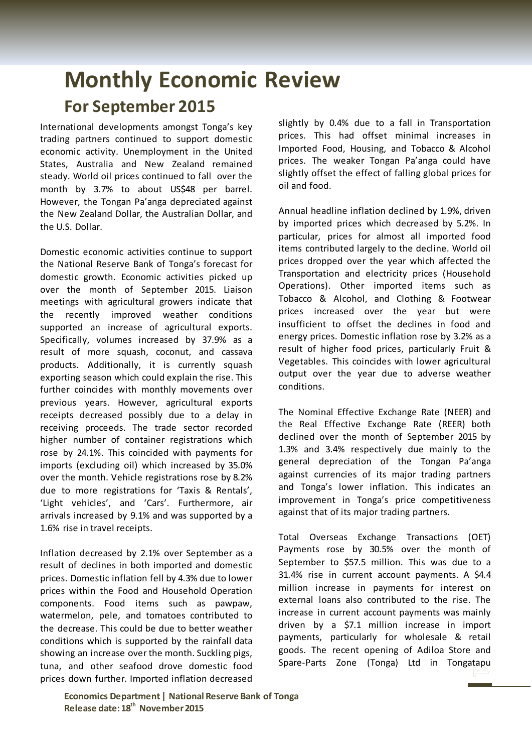# Monthly Economic Review

## For September 2015

International developments amongst Tonga's key trading partners continued to support domestic economic activity. Unemployment in the United States, Australia and New Zealand remained steady. World oil prices continued to fall over the month by 3.7% to about US$48 per barrel. However, the Tongan Pa'anga depreciated against the New Zealand Dollar, the Australian Dollar, and the U.S. Dollar.

Domestic economic activities continue to support the National Reserve Bank of Tonga's forecast for domestic growth. Economic activities picked up over the month of September 2015. Liaison meetings with agricultural growers indicate that the recently improved weather conditions supported an increase of agricultural exports. Specifically, volumes increased by 37.9% as a result of more squash, coconut, and cassava products. Additionally, it is currently squash exporting season which could explain the rise. This further coincides with monthly movements over previous years. However, agricultural exports receipts decreased possibly due to a delay in receiving proceeds. The trade sector recorded higher number of container registrations which rose by 24.1%. This coincided with payments for imports (excluding oil) which increased by 35.0% over the month. Vehicle registrations rose by 8.2% due to more registrations for 'Taxis & Rentals', 'Light vehicles', and 'Cars'. Furthermore, air arrivals increased by 9.1% and was supported by a 1.6% rise in travel receipts.

Inflation decreased by 2.1% over September as a result of declines in both imported and domestic prices. Domestic inflation fell by 4.3% due to lower prices within the Food and Household Operation components. Food items such as pawpaw, watermelon, pele, and tomatoes contributed to the decrease. This could be due to better weather conditions which is supported by the rainfall data showing an increase over the month. Suckling pigs, tuna, and other seafood drove domestic food prices down further. Imported inflation decreased slightly by 0.4% due to a fall in Transportation prices. This had offset minimal increases in Imported Food, Housing, and Tobacco & Alcohol prices. The weaker Tongan Pa'anga could have slightly offset the effect of falling global prices for oil and food.

Annual headline inflation declined by 1.9%, driven by imported prices which decreased by 5.2%. In particular, prices for almost all imported food items contributed largely to the decline. World oil prices dropped over the year which affected the Transportation and electricity prices (Household Operations). Other imported items such as Tobacco & Alcohol, and Clothing & Footwear prices increased over the year but were insufficient to offset the declines in food and energy prices. Domestic inflation rose by 3.2% as a result of higher food prices, particularly Fruit & Vegetables. This coincides with lower agricultural output over the year due to adverse weather conditions.

The Nominal Effective Exchange Rate (NEER) and the Real Effective Exchange Rate (REER) both declined over the month of September 2015 by 1.3% and 3.4% respectively due mainly to the general depreciation of the Tongan Pa'anga against currencies of its major trading partners and Tonga's lower inflation. This indicates an improvement in Tonga's price competitiveness against that of its major trading partners.

Total Overseas Exchange Transactions (OET) Payments rose by 30.5% over the month of September to $57.5 million. This was due to a 31.4% rise in current account payments. A $4.4 million increase in payments for interest on external loans also contributed to the rise. The increase in current account payments was mainly driven by a $7.1 million increase in import payments, particularly for wholesale & retail goods. The recent opening of Adiloa Store and Spare-Parts Zone (Tonga) Ltd in Tongatapu

**Economics Department | National Reserve Bank of Tonga**
**Release date: 18th November 2015**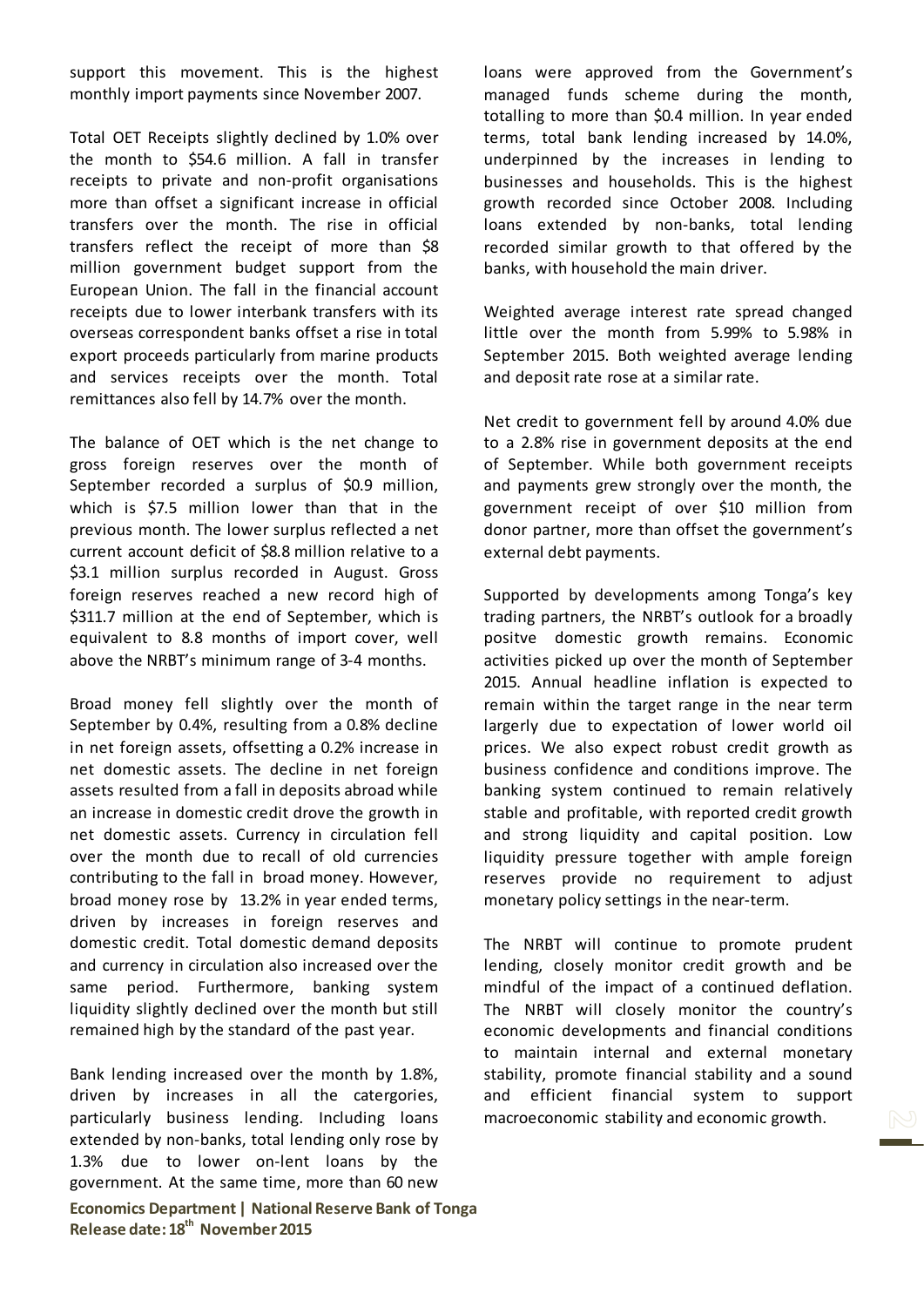support this movement. This is the highest monthly import payments since November 2007.

Total OET Receipts slightly declined by 1.0% over the month to $54.6 million. A fall in transfer receipts to private and non-profit organisations more than offset a significant increase in official transfers over the month. The rise in official transfers reflect the receipt of more than $8 million government budget support from the European Union. The fall in the financial account receipts due to lower interbank transfers with its overseas correspondent banks offset a rise in total export proceeds particularly from marine products and services receipts over the month. Total remittances also fell by 14.7% over the month.

The balance of OET which is the net change to gross foreign reserves over the month of September recorded a surplus of $0.9 million, which is $7.5 million lower than that in the previous month. The lower surplus reflected a net current account deficit of $8.8 million relative to a $3.1 million surplus recorded in August. Gross foreign reserves reached a new record high of $311.7 million at the end of September, which is equivalent to 8.8 months of import cover, well above the NRBT's minimum range of 3-4 months.

Broad money fell slightly over the month of September by 0.4%, resulting from a 0.8% decline in net foreign assets, offsetting a 0.2% increase in net domestic assets. The decline in net foreign assets resulted from a fall in deposits abroad while an increase in domestic credit drove the growth in net domestic assets. Currency in circulation fell over the month due to recall of old currencies contributing to the fall in broad money. However, broad money rose by 13.2% in year ended terms, driven by increases in foreign reserves and domestic credit. Total domestic demand deposits and currency in circulation also increased over the same period. Furthermore, banking system liquidity slightly declined over the month but still remained high by the standard of the past year.

Bank lending increased over the month by 1.8%, driven by increases in all the catergories, particularly business lending. Including loans extended by non-banks, total lending only rose by 1.3% due to lower on-lent loans by the government. At the same time, more than 60 new loans were approved from the Government's managed funds scheme during the month, totalling to more than $0.4 million. In year ended terms, total bank lending increased by 14.0%, underpinned by the increases in lending to businesses and households. This is the highest growth recorded since October 2008. Including loans extended by non-banks, total lending recorded similar growth to that offered by the banks, with household the main driver.

Weighted average interest rate spread changed little over the month from 5.99% to 5.98% in September 2015. Both weighted average lending and deposit rate rose at a similar rate.

Net credit to government fell by around 4.0% due to a 2.8% rise in government deposits at the end of September. While both government receipts and payments grew strongly over the month, the government receipt of over $10 million from donor partner, more than offset the government's external debt payments.

Supported by developments among Tonga's key trading partners, the NRBT's outlook for a broadly positve domestic growth remains. Economic activities picked up over the month of September 2015. Annual headline inflation is expected to remain within the target range in the near term largerly due to expectation of lower world oil prices. We also expect robust credit growth as business confidence and conditions improve. The banking system continued to remain relatively stable and profitable, with reported credit growth and strong liquidity and capital position. Low liquidity pressure together with ample foreign reserves provide no requirement to adjust monetary policy settings in the near-term.

The NRBT will continue to promote prudent lending, closely monitor credit growth and be mindful of the impact of a continued deflation. The NRBT will closely monitor the country's economic developments and financial conditions to maintain internal and external monetary stability, promote financial stability and a sound and efficient financial system to support macroeconomic stability and economic growth.

**Economics Department | National Reserve Bank of Tonga**
**Release date: 18th November 2015**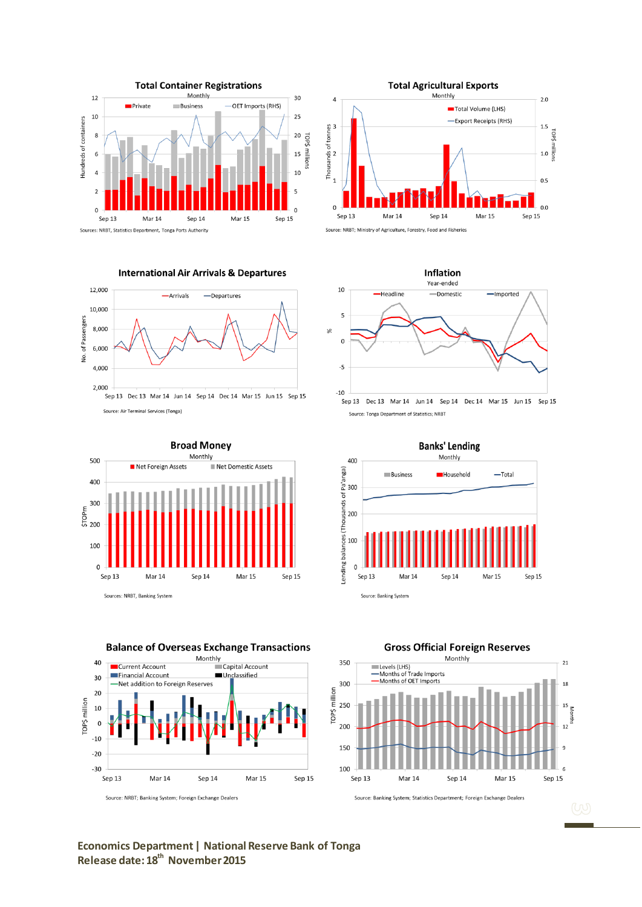## Total Container Registrations

Monthly

Private Business OET Imports (RHS)

Hundreds of containers

TOP$ millions

12 10 8 6 4 2 0

30 25 20 15 10 5 0

Sep 13 Mar 14 Sep 14 Mar 15 Sep 15

Sources: NRBT, Statistics Department, Tonga Ports Authority

## Total Agricultural Exports

Monthly

Total Volume (LHS)

Export Receipts (RHS)

Thousands of tonnes

TOP$ millions

4 3 2 1 0

2.0 1.5 1.0 0.5 0.0

Sep 13 Mar 14 Sep 14 Mar 15 Sep 15

Source: NRBT; Ministry of Agriculture, Forestry, Food and Fisheries

## International Air Arrivals & Departures

Arrivals Departures

No. of Passengers

12,000 10,000 8,000 6,000 4,000 2,000

Sep 13 Dec 13 Mar 14 Jun 14 Sep 14 Dec 14 Mar 15 Jun 15 Sep 15

Source: Air Terminal Services (Tonga)

## Inflation

Year-ended

Headline Domestic Imported

%

10 5 0 -5 -10

Sep 13 Dec 13 Mar 14 Jun 14 Sep 14 Dec 14 Mar 15 Jun 15 Sep 15

Source: Tonga Department of Statistics; NRBT

## Broad Money

Monthly

Net Foreign Assets Net Domestic Assets

$TOPm

500 400 300 200 100 0

Sep 13 Mar 14 Sep 14 Mar 15 Sep 15

Sources: NRBT, Banking System

## Banks' Lending

Monthly

Business Household Total

Lending balances (Thousands of Pa'anga)

400 300 200 100 0

Sep 13 Mar 14 Sep 14 Mar 15 Sep 15

Source: Banking System

## Balance of Overseas Exchange Transactions

Monthly

Current Account Capital Account

Financial Account Unclassified

Net addition to Foreign Reserves

TOP$ million

40 30 20 10 0 -10 -20 -30

Sep 13 Mar 14 Sep 14 Mar 15 Sep 15

Source: NRBT; Banking System; Foreign Exchange Dealers

## Gross Official Foreign Reserves

Monthly

Levels (LHS)

Months of Trade Imports

Months of OET Imports

TOP$ million

Months

350 300 250 200 150 100

21 18 15 12 9 6

Sep 13 Mar 14 Sep 14 Mar 15 Sep 15

Source: Banking System; Statistics Department; Foreign Exchange Dealers

**Economics Department | National Reserve Bank of Tonga**

**Release date: 18th November 2015**